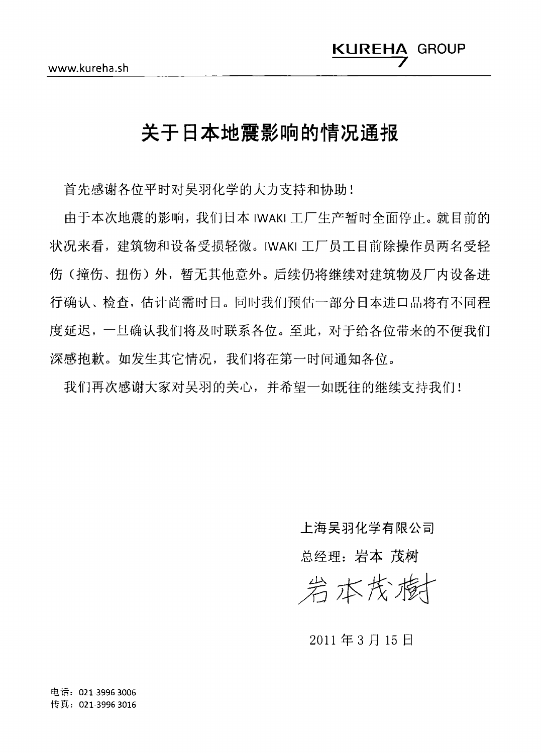www.kureha.sh

KUREHA GROUP

# 关于日本地震影响的情况通报

首先感谢各位平时对吴羽化学的大力支持和协助！

由于本次地震的影响，我们日本 IWAKI 工厂生产暂时全面停止。就目前的状况来看，建筑物和设备受损轻微。IWAKI 工厂员工目前除操作员两名受轻伤（撞伤、扭伤）外，暂无其他意外。后续仍将继续对建筑物及厂内设备进行确认、检查，估计尚需时日。同时我们预估一部分日本进口品将有不同程度延迟，一旦确认我们将及时联系各位。至此，对于给各位带来的不便我们深感抱歉。如发生其它情况，我们将在第一时间通知各位。

我们再次感谢大家对吴羽的关心，并希望一如既往的继续支持我们！

上海吴羽化学有限公司

总经理：岩本 茂树

岩本茂樹

2011 年 3 月 15 日

电话：021-3996 3006
传真：021-3996 3016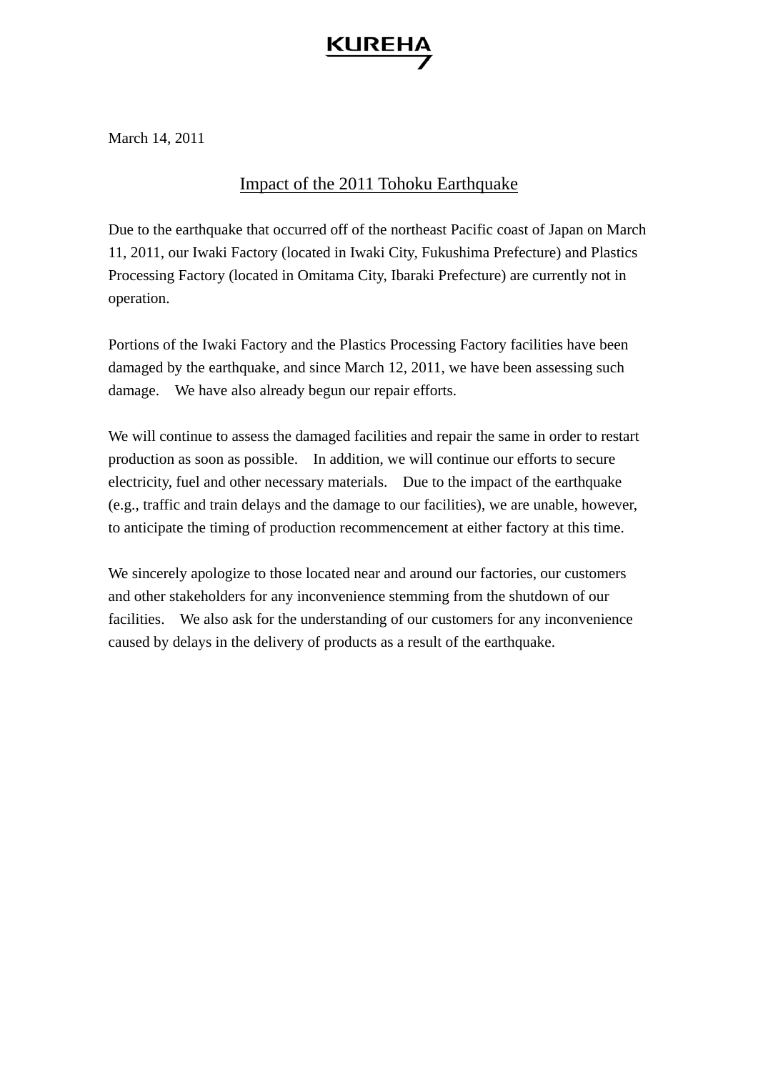KUREHA

March 14, 2011

# Impact of the 2011 Tohoku Earthquake

Due to the earthquake that occurred off of the northeast Pacific coast of Japan on March 11, 2011, our Iwaki Factory (located in Iwaki City, Fukushima Prefecture) and Plastics Processing Factory (located in Omitama City, Ibaraki Prefecture) are currently not in operation.

Portions of the Iwaki Factory and the Plastics Processing Factory facilities have been damaged by the earthquake, and since March 12, 2011, we have been assessing such damage. We have also already begun our repair efforts.

We will continue to assess the damaged facilities and repair the same in order to restart production as soon as possible. In addition, we will continue our efforts to secure electricity, fuel and other necessary materials. Due to the impact of the earthquake (e.g., traffic and train delays and the damage to our facilities), we are unable, however, to anticipate the timing of production recommencement at either factory at this time.

We sincerely apologize to those located near and around our factories, our customers and other stakeholders for any inconvenience stemming from the shutdown of our facilities. We also ask for the understanding of our customers for any inconvenience caused by delays in the delivery of products as a result of the earthquake.